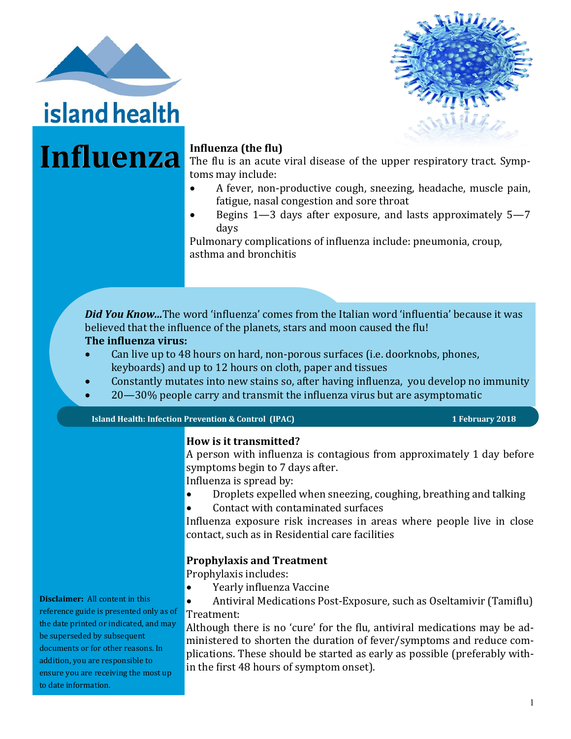# Influenza

**Influenza (the flu)**

The flu is an acute viral disease of the upper respiratory tract. Symptoms may include:

- A fever, non-productive cough, sneezing, headache, muscle pain, fatigue, nasal congestion and sore throat
- Begins 1—3 days after exposure, and lasts approximately 5—7 days

Pulmonary complications of influenza include: pneumonia, croup, asthma and bronchitis

***Did You Know...*** The word 'influenza' comes from the Italian word 'influentia' because it was believed that the influence of the planets, stars and moon caused the flu!

**The influenza virus:**

- Can live up to 48 hours on hard, non-porous surfaces (i.e. doorknobs, phones, keyboards) and up to 12 hours on cloth, paper and tissues
- Constantly mutates into new stains so, after having influenza, you develop no immunity
- 20—30% people carry and transmit the influenza virus but are asymptomatic

**Island Health: Infection Prevention & Control (IPAC)** **1 February 2018**

**How is it transmitted?**

A person with influenza is contagious from approximately 1 day before symptoms begin to 7 days after.

Influenza is spread by:

- Droplets expelled when sneezing, coughing, breathing and talking
- Contact with contaminated surfaces

Influenza exposure risk increases in areas where people live in close contact, such as in Residential care facilities

**Prophylaxis and Treatment**

Prophylaxis includes:

- Yearly influenza Vaccine
- Antiviral Medications Post-Exposure, such as Oseltamivir (Tamiflu)

Treatment:

Although there is no 'cure' for the flu, antiviral medications may be administered to shorten the duration of fever/symptoms and reduce complications. These should be started as early as possible (preferably within the first 48 hours of symptom onset).

**Disclaimer:** All content in this reference guide is presented only as of the date printed or indicated, and may be superseded by subsequent documents or for other reasons. In addition, you are responsible to ensure you are receiving the most up to date information.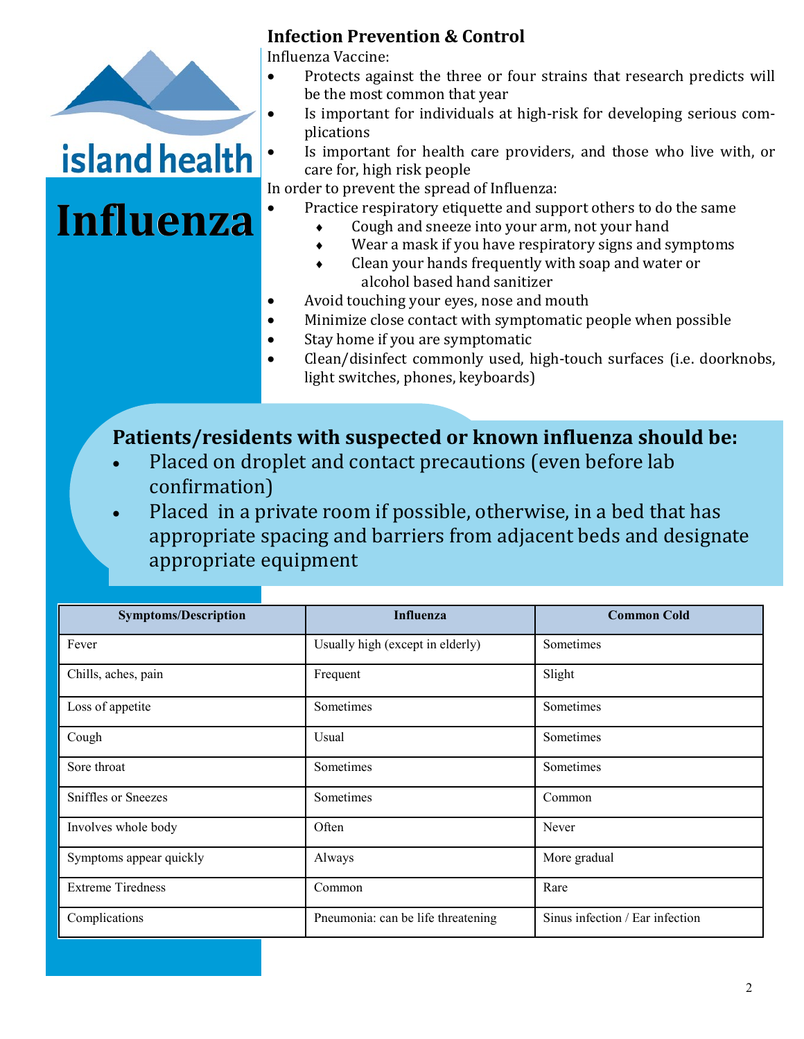island health

# Influenza

## Infection Prevention & Control

Influenza Vaccine:

- Protects against the three or four strains that research predicts will be the most common that year
- Is important for individuals at high-risk for developing serious complications
- Is important for health care providers, and those who live with, or care for, high risk people

In order to prevent the spread of Influenza:

- Practice respiratory etiquette and support others to do the same
  - Cough and sneeze into your arm, not your hand
  - Wear a mask if you have respiratory signs and symptoms
  - Clean your hands frequently with soap and water or alcohol based hand sanitizer
- Avoid touching your eyes, nose and mouth
- Minimize close contact with symptomatic people when possible
- Stay home if you are symptomatic
- Clean/disinfect commonly used, high-touch surfaces (i.e. doorknobs, light switches, phones, keyboards)

### Patients/residents with suspected or known influenza should be:

- Placed on droplet and contact precautions (even before lab confirmation)
- Placed in a private room if possible, otherwise, in a bed that has appropriate spacing and barriers from adjacent beds and designate appropriate equipment

| Symptoms/Description | Influenza | Common Cold |
|---|---|---|
| Fever | Usually high (except in elderly) | Sometimes |
| Chills, aches, pain | Frequent | Slight |
| Loss of appetite | Sometimes | Sometimes |
| Cough | Usual | Sometimes |
| Sore throat | Sometimes | Sometimes |
| Sniffles or Sneezes | Sometimes | Common |
| Involves whole body | Often | Never |
| Symptoms appear quickly | Always | More gradual |
| Extreme Tiredness | Common | Rare |
| Complications | Pneumonia: can be life threatening | Sinus infection / Ear infection |